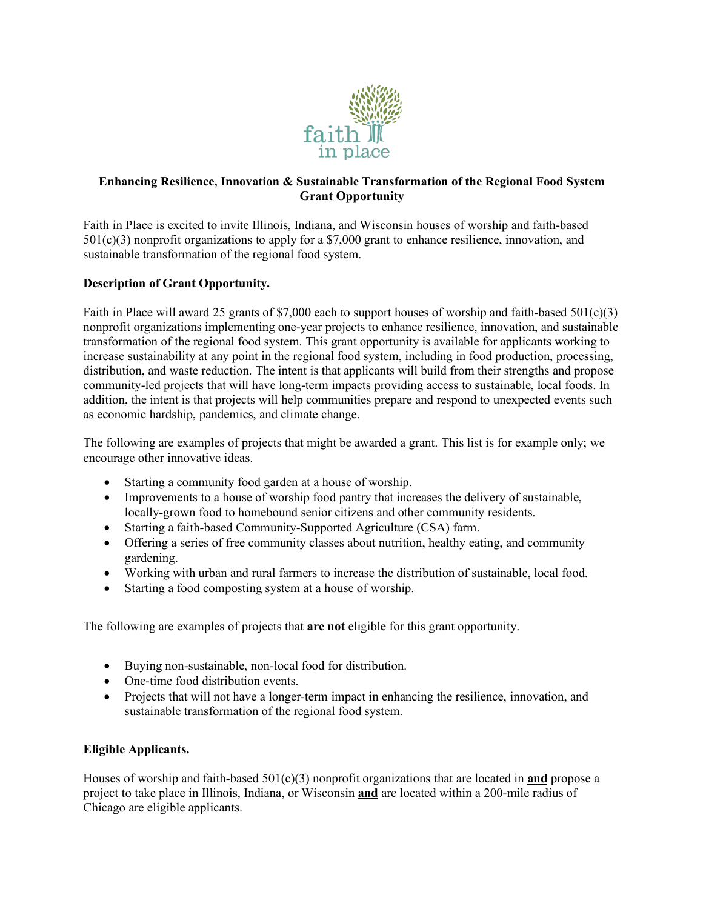# Enhancing Resilience, Innovation & Sustainable Transformation of the Regional Food System Grant Opportunity

Faith in Place is excited to invite Illinois, Indiana, and Wisconsin houses of worship and faith-based 501(c)(3) nonprofit organizations to apply for a $7,000 grant to enhance resilience, innovation, and sustainable transformation of the regional food system.

## Description of Grant Opportunity.

Faith in Place will award 25 grants of $7,000 each to support houses of worship and faith-based 501(c)(3) nonprofit organizations implementing one-year projects to enhance resilience, innovation, and sustainable transformation of the regional food system. This grant opportunity is available for applicants working to increase sustainability at any point in the regional food system, including in food production, processing, distribution, and waste reduction. The intent is that applicants will build from their strengths and propose community-led projects that will have long-term impacts providing access to sustainable, local foods. In addition, the intent is that projects will help communities prepare and respond to unexpected events such as economic hardship, pandemics, and climate change.

The following are examples of projects that might be awarded a grant. This list is for example only; we encourage other innovative ideas.

- Starting a community food garden at a house of worship.
- Improvements to a house of worship food pantry that increases the delivery of sustainable, locally-grown food to homebound senior citizens and other community residents.
- Starting a faith-based Community-Supported Agriculture (CSA) farm.
- Offering a series of free community classes about nutrition, healthy eating, and community gardening.
- Working with urban and rural farmers to increase the distribution of sustainable, local food.
- Starting a food composting system at a house of worship.

The following are examples of projects that **are not** eligible for this grant opportunity.

- Buying non-sustainable, non-local food for distribution.
- One-time food distribution events.
- Projects that will not have a longer-term impact in enhancing the resilience, innovation, and sustainable transformation of the regional food system.

## Eligible Applicants.

Houses of worship and faith-based 501(c)(3) nonprofit organizations that are located in **and** propose a project to take place in Illinois, Indiana, or Wisconsin **and** are located within a 200-mile radius of Chicago are eligible applicants.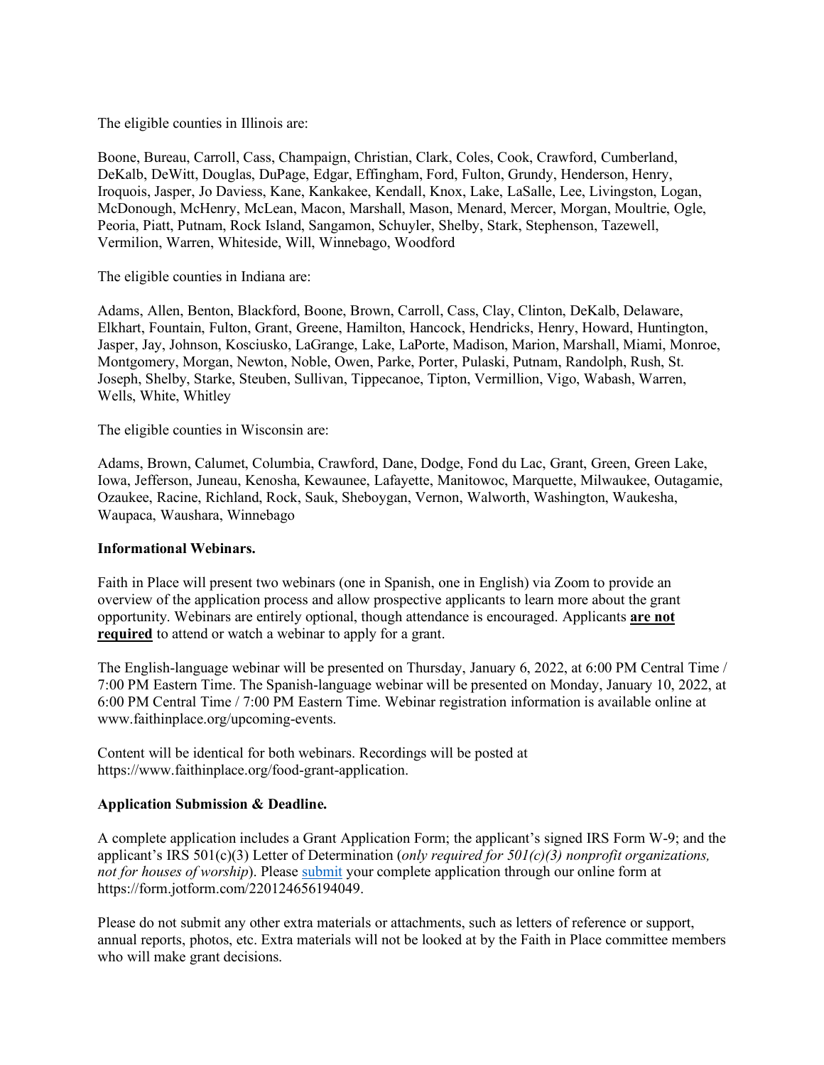The eligible counties in Illinois are:

Boone, Bureau, Carroll, Cass, Champaign, Christian, Clark, Coles, Cook, Crawford, Cumberland, DeKalb, DeWitt, Douglas, DuPage, Edgar, Effingham, Ford, Fulton, Grundy, Henderson, Henry, Iroquois, Jasper, Jo Daviess, Kane, Kankakee, Kendall, Knox, Lake, LaSalle, Lee, Livingston, Logan, McDonough, McHenry, McLean, Macon, Marshall, Mason, Menard, Mercer, Morgan, Moultrie, Ogle, Peoria, Piatt, Putnam, Rock Island, Sangamon, Schuyler, Shelby, Stark, Stephenson, Tazewell, Vermilion, Warren, Whiteside, Will, Winnebago, Woodford

The eligible counties in Indiana are:

Adams, Allen, Benton, Blackford, Boone, Brown, Carroll, Cass, Clay, Clinton, DeKalb, Delaware, Elkhart, Fountain, Fulton, Grant, Greene, Hamilton, Hancock, Hendricks, Henry, Howard, Huntington, Jasper, Jay, Johnson, Kosciusko, LaGrange, Lake, LaPorte, Madison, Marion, Marshall, Miami, Monroe, Montgomery, Morgan, Newton, Noble, Owen, Parke, Porter, Pulaski, Putnam, Randolph, Rush, St. Joseph, Shelby, Starke, Steuben, Sullivan, Tippecanoe, Tipton, Vermillion, Vigo, Wabash, Warren, Wells, White, Whitley

The eligible counties in Wisconsin are:

Adams, Brown, Calumet, Columbia, Crawford, Dane, Dodge, Fond du Lac, Grant, Green, Green Lake, Iowa, Jefferson, Juneau, Kenosha, Kewaunee, Lafayette, Manitowoc, Marquette, Milwaukee, Outagamie, Ozaukee, Racine, Richland, Rock, Sauk, Sheboygan, Vernon, Walworth, Washington, Waukesha, Waupaca, Waushara, Winnebago

**Informational Webinars.**

Faith in Place will present two webinars (one in Spanish, one in English) via Zoom to provide an overview of the application process and allow prospective applicants to learn more about the grant opportunity. Webinars are entirely optional, though attendance is encouraged. Applicants **are not required** to attend or watch a webinar to apply for a grant.

The English-language webinar will be presented on Thursday, January 6, 2022, at 6:00 PM Central Time / 7:00 PM Eastern Time. The Spanish-language webinar will be presented on Monday, January 10, 2022, at 6:00 PM Central Time / 7:00 PM Eastern Time. Webinar registration information is available online at www.faithinplace.org/upcoming-events.

Content will be identical for both webinars. Recordings will be posted at https://www.faithinplace.org/food-grant-application.

**Application Submission & Deadline.**

A complete application includes a Grant Application Form; the applicant's signed IRS Form W-9; and the applicant's IRS 501(c)(3) Letter of Determination (*only required for 501(c)(3) nonprofit organizations, not for houses of worship*). Please submit your complete application through our online form at https://form.jotform.com/220124656194049.

Please do not submit any other extra materials or attachments, such as letters of reference or support, annual reports, photos, etc. Extra materials will not be looked at by the Faith in Place committee members who will make grant decisions.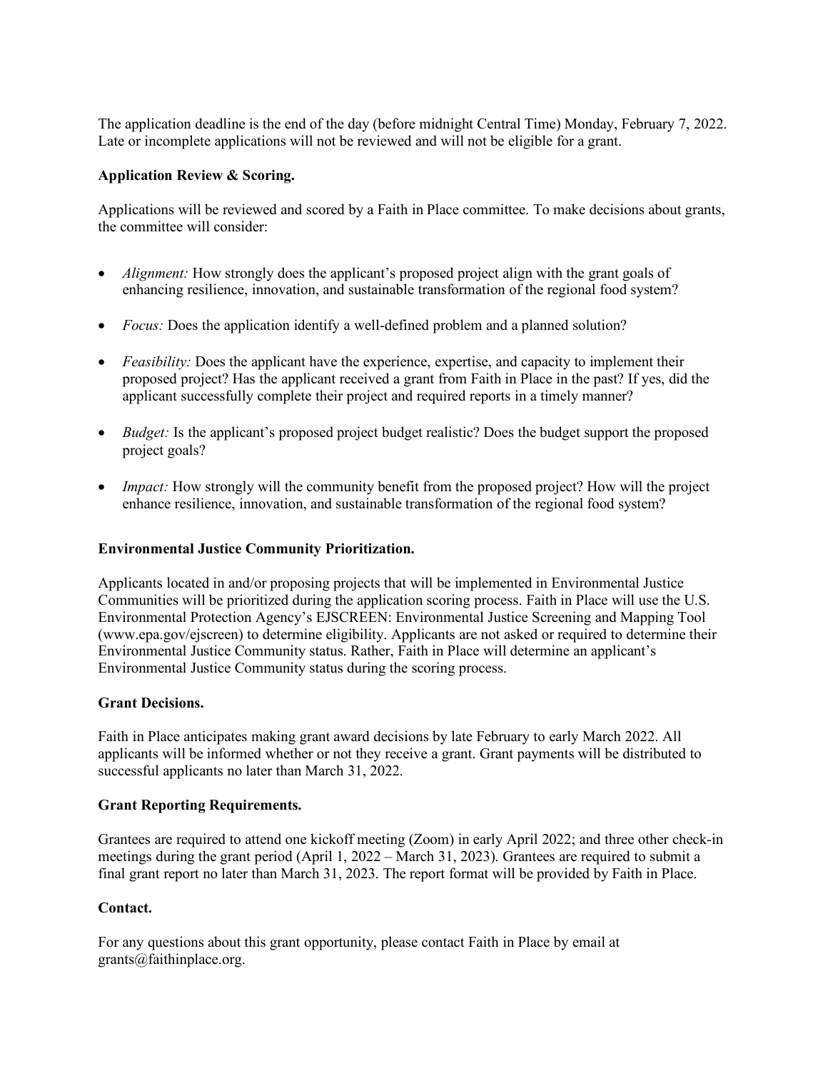The application deadline is the end of the day (before midnight Central Time) Monday, February 7, 2022. Late or incomplete applications will not be reviewed and will not be eligible for a grant.

**Application Review & Scoring.**

Applications will be reviewed and scored by a Faith in Place committee. To make decisions about grants, the committee will consider:

- *Alignment:* How strongly does the applicant's proposed project align with the grant goals of enhancing resilience, innovation, and sustainable transformation of the regional food system?
- *Focus:* Does the application identify a well-defined problem and a planned solution?
- *Feasibility:* Does the applicant have the experience, expertise, and capacity to implement their proposed project? Has the applicant received a grant from Faith in Place in the past? If yes, did the applicant successfully complete their project and required reports in a timely manner?
- *Budget:* Is the applicant's proposed project budget realistic? Does the budget support the proposed project goals?
- *Impact:* How strongly will the community benefit from the proposed project? How will the project enhance resilience, innovation, and sustainable transformation of the regional food system?

**Environmental Justice Community Prioritization.**

Applicants located in and/or proposing projects that will be implemented in Environmental Justice Communities will be prioritized during the application scoring process. Faith in Place will use the U.S. Environmental Protection Agency's EJSCREEN: Environmental Justice Screening and Mapping Tool (www.epa.gov/ejscreen) to determine eligibility. Applicants are not asked or required to determine their Environmental Justice Community status. Rather, Faith in Place will determine an applicant's Environmental Justice Community status during the scoring process.

**Grant Decisions.**

Faith in Place anticipates making grant award decisions by late February to early March 2022. All applicants will be informed whether or not they receive a grant. Grant payments will be distributed to successful applicants no later than March 31, 2022.

**Grant Reporting Requirements.**

Grantees are required to attend one kickoff meeting (Zoom) in early April 2022; and three other check-in meetings during the grant period (April 1, 2022 – March 31, 2023). Grantees are required to submit a final grant report no later than March 31, 2023. The report format will be provided by Faith in Place.

**Contact.**

For any questions about this grant opportunity, please contact Faith in Place by email at grants@faithinplace.org.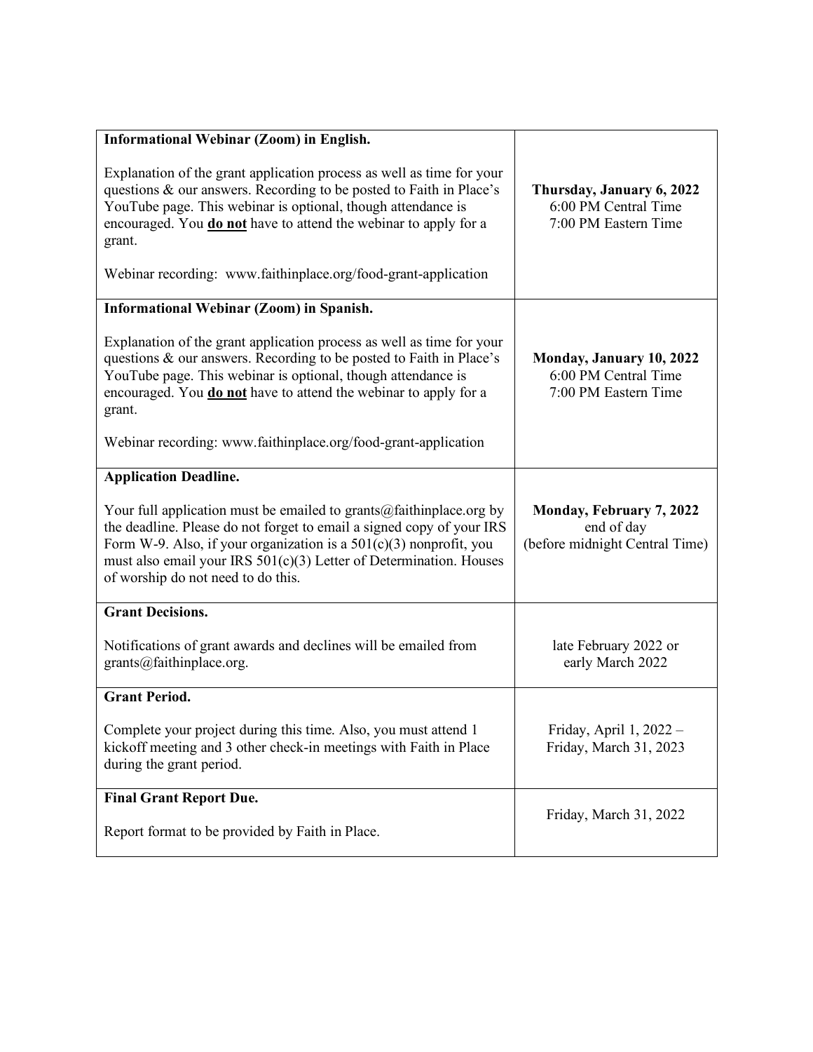| | |
|---|---|
| **Informational Webinar (Zoom) in English.**<br><br>Explanation of the grant application process as well as time for your questions & our answers. Recording to be posted to Faith in Place's YouTube page. This webinar is optional, though attendance is encouraged. You **do not** have to attend the webinar to apply for a grant.<br><br>Webinar recording: www.faithinplace.org/food-grant-application | **Thursday, January 6, 2022**<br>6:00 PM Central Time<br>7:00 PM Eastern Time |
| **Informational Webinar (Zoom) in Spanish.**<br><br>Explanation of the grant application process as well as time for your questions & our answers. Recording to be posted to Faith in Place's YouTube page. This webinar is optional, though attendance is encouraged. You **do not** have to attend the webinar to apply for a grant.<br><br>Webinar recording: www.faithinplace.org/food-grant-application | **Monday, January 10, 2022**<br>6:00 PM Central Time<br>7:00 PM Eastern Time |
| **Application Deadline.**<br><br>Your full application must be emailed to grants@faithinplace.org by the deadline. Please do not forget to email a signed copy of your IRS Form W-9. Also, if your organization is a 501(c)(3) nonprofit, you must also email your IRS 501(c)(3) Letter of Determination. Houses of worship do not need to do this. | **Monday, February 7, 2022**<br>end of day<br>(before midnight Central Time) |
| **Grant Decisions.**<br><br>Notifications of grant awards and declines will be emailed from grants@faithinplace.org. | late February 2022 or<br>early March 2022 |
| **Grant Period.**<br><br>Complete your project during this time. Also, you must attend 1 kickoff meeting and 3 other check-in meetings with Faith in Place during the grant period. | Friday, April 1, 2022 –<br>Friday, March 31, 2023 |
| **Final Grant Report Due.**<br><br>Report format to be provided by Faith in Place. | Friday, March 31, 2022 |